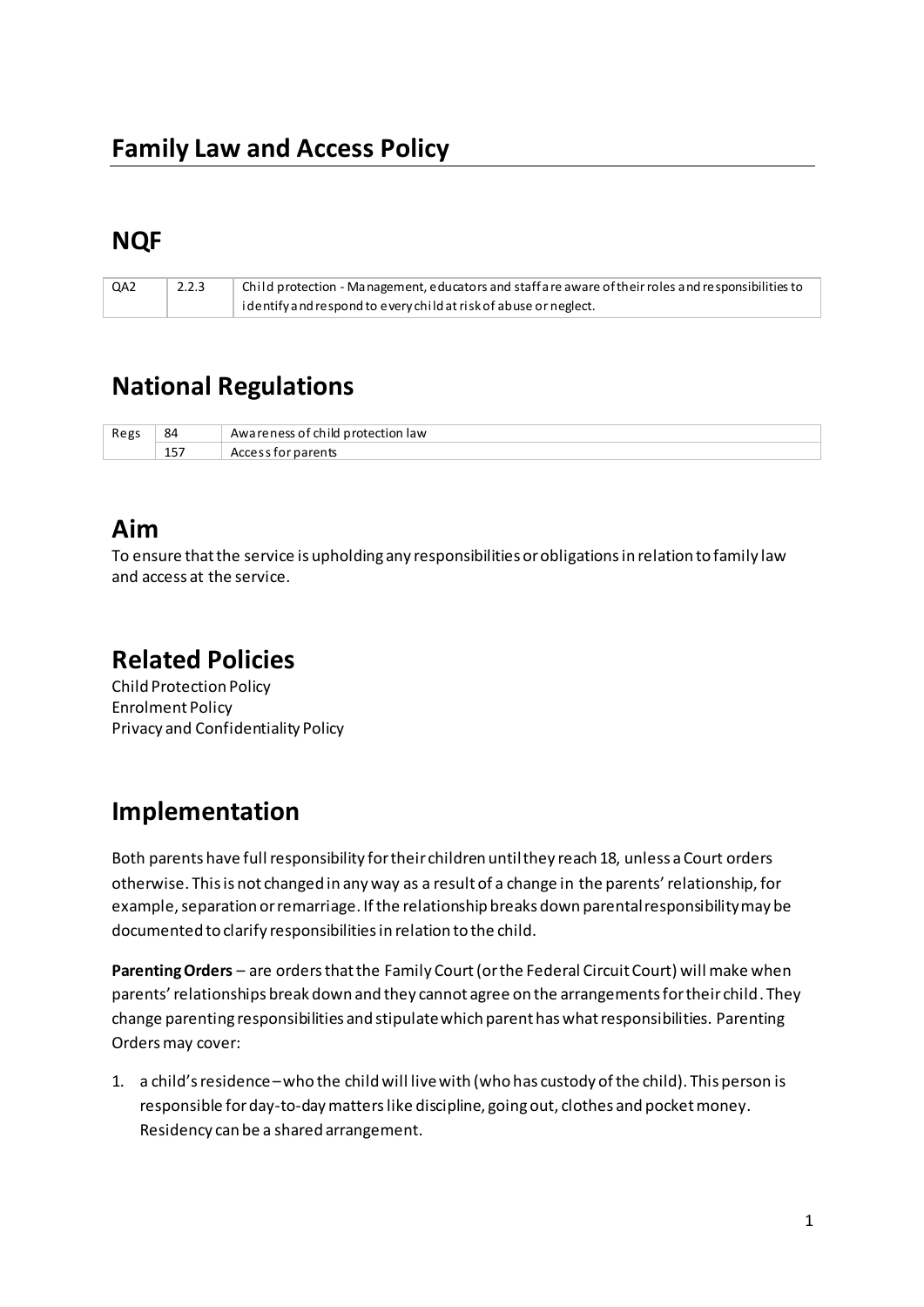# Family Law and Access Policy

## NQF

| QA2 | 2.2.3 | Child protection - Management, educators and staff are aware of their roles and responsibilities to identify and respond to every child at risk of abuse or neglect. |
|---|---|---|

## National Regulations

| Regs | 84 | Awareness of child protection law |
|---|---|---|
| | 157 | Access for parents |

## Aim

To ensure that the service is upholding any responsibilities or obligations in relation to family law and access at the service.

## Related Policies

Child Protection Policy
Enrolment Policy
Privacy and Confidentiality Policy

## Implementation

Both parents have full responsibility for their children until they reach 18, unless a Court orders otherwise. This is not changed in any way as a result of a change in the parents' relationship, for example, separation or remarriage. If the relationship breaks down parental responsibility may be documented to clarify responsibilities in relation to the child.

**Parenting Orders** – are orders that the Family Court (or the Federal Circuit Court) will make when parents' relationships break down and they cannot agree on the arrangements for their child. They change parenting responsibilities and stipulate which parent has what responsibilities. Parenting Orders may cover:

1. a child's residence – who the child will live with (who has custody of the child). This person is responsible for day-to-day matters like discipline, going out, clothes and pocket money. Residency can be a shared arrangement.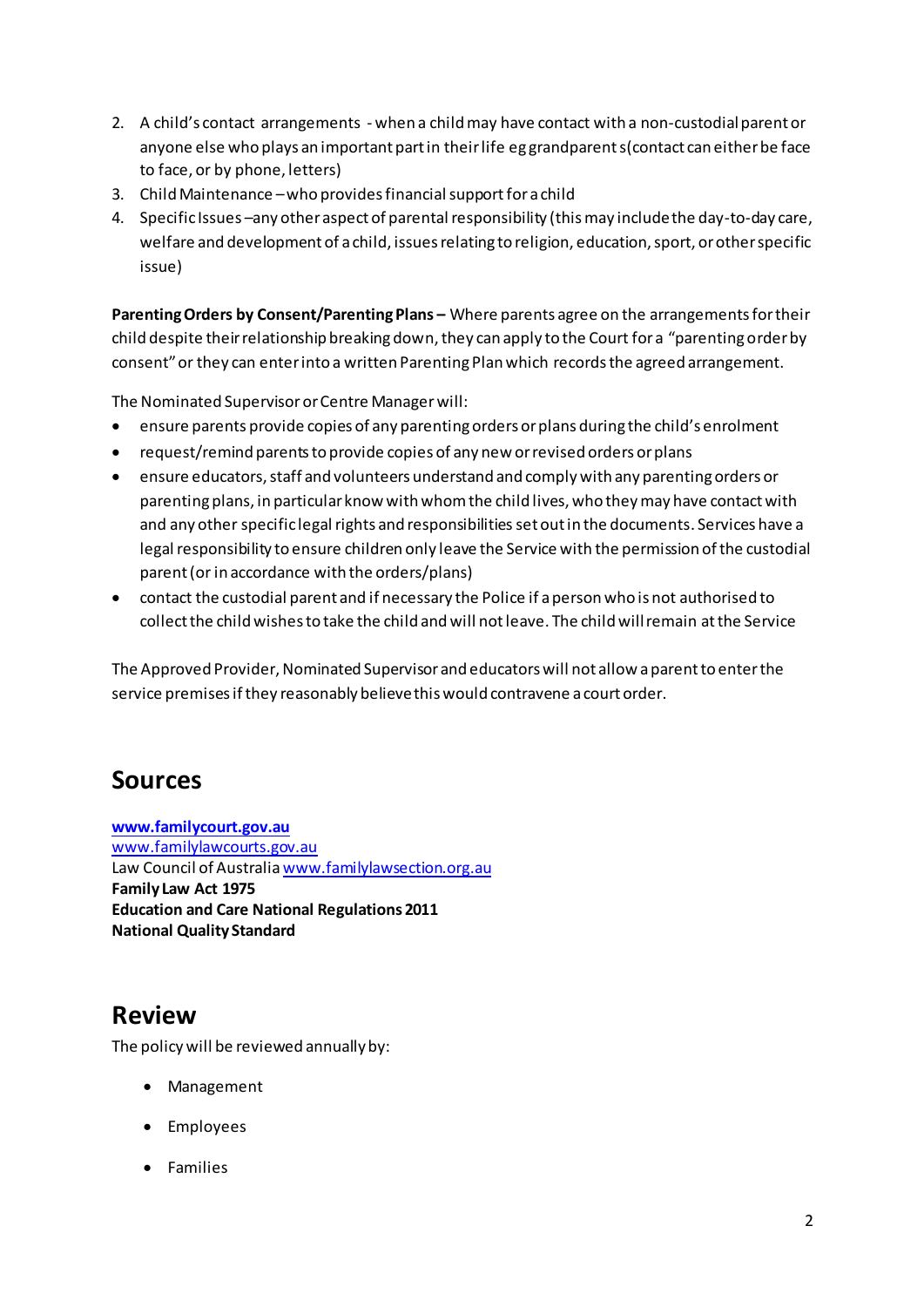2. A child's contact arrangements - when a child may have contact with a non-custodial parent or anyone else who plays an important part in their life eg grandparents (contact can either be face to face, or by phone, letters)
3. Child Maintenance – who provides financial support for a child
4. Specific Issues – any other aspect of parental responsibility (this may include the day-to-day care, welfare and development of a child, issues relating to religion, education, sport, or other specific issue)

**Parenting Orders by Consent/Parenting Plans –** Where parents agree on the arrangements for their child despite their relationship breaking down, they can apply to the Court for a "parenting order by consent" or they can enter into a written Parenting Plan which records the agreed arrangement.

The Nominated Supervisor or Centre Manager will:

- ensure parents provide copies of any parenting orders or plans during the child's enrolment
- request/remind parents to provide copies of any new or revised orders or plans
- ensure educators, staff and volunteers understand and comply with any parenting orders or parenting plans, in particular know with whom the child lives, who they may have contact with and any other specific legal rights and responsibilities set out in the documents. Services have a legal responsibility to ensure children only leave the Service with the permission of the custodial parent (or in accordance with the orders/plans)
- contact the custodial parent and if necessary the Police if a person who is not authorised to collect the child wishes to take the child and will not leave. The child will remain at the Service

The Approved Provider, Nominated Supervisor and educators will not allow a parent to enter the service premises if they reasonably believe this would contravene a court order.

## Sources

**www.familycourt.gov.au**
www.familylawcourts.gov.au
Law Council of Australia www.familylawsection.org.au
**Family Law Act 1975**
**Education and Care National Regulations 2011**
**National Quality Standard**

## Review

The policy will be reviewed annually by:

- Management
- Employees
- Families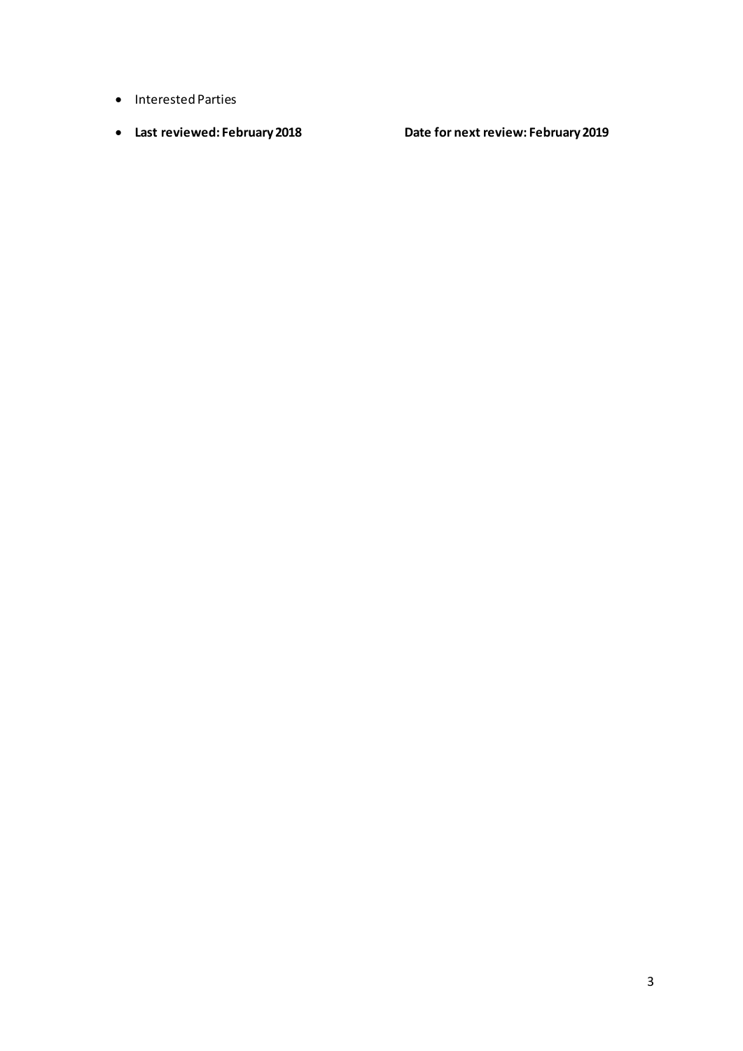- Interested Parties
- **Last reviewed: February 2018** **Date for next review: February 2019**